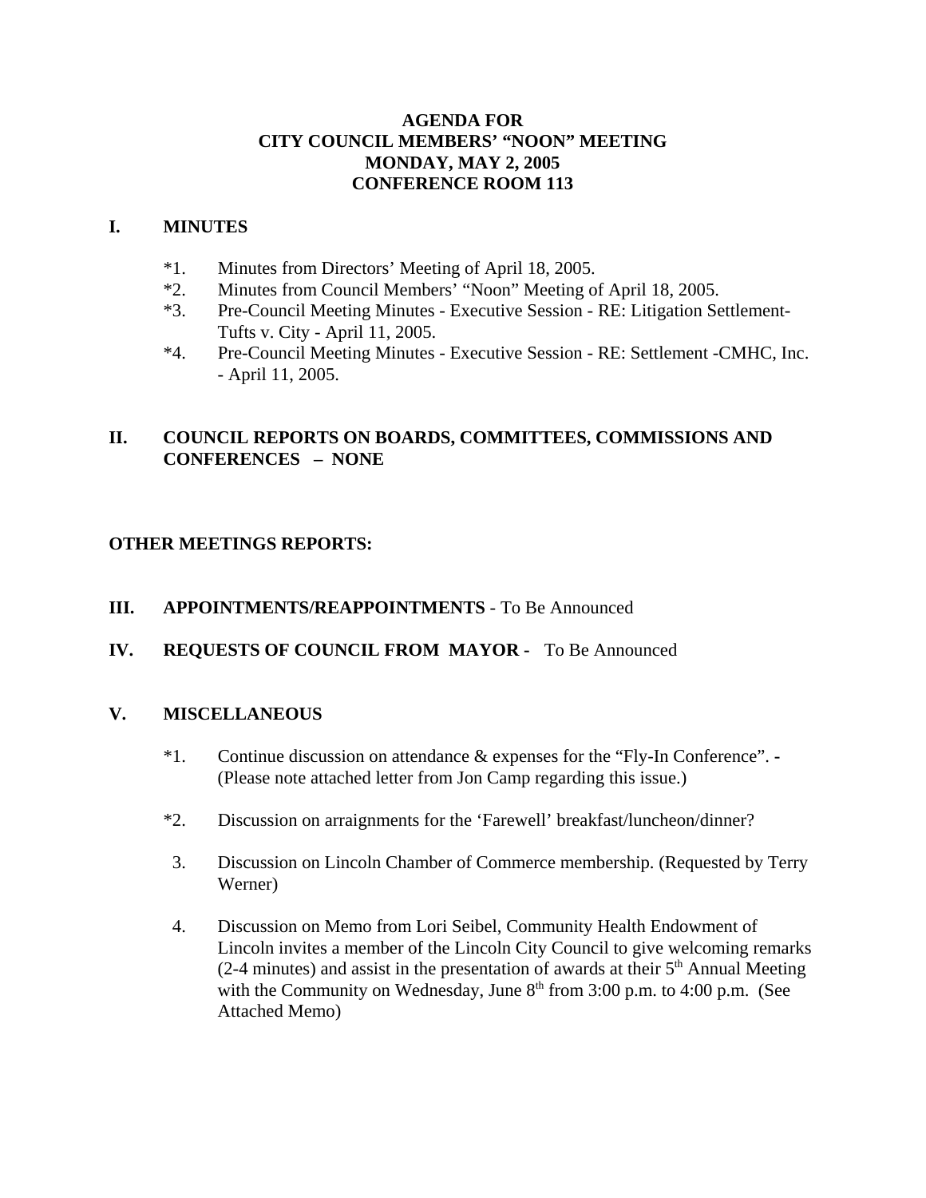# AGENDA FOR
# CITY COUNCIL MEMBERS' "NOON" MEETING
# MONDAY, MAY 2, 2005
# CONFERENCE ROOM 113

## I. MINUTES

*1. Minutes from Directors' Meeting of April 18, 2005.

*2. Minutes from Council Members' "Noon" Meeting of April 18, 2005.

*3. Pre-Council Meeting Minutes - Executive Session - RE: Litigation Settlement-Tufts v. City - April 11, 2005.

*4. Pre-Council Meeting Minutes - Executive Session - RE: Settlement -CMHC, Inc. - April 11, 2005.

## II. COUNCIL REPORTS ON BOARDS, COMMITTEES, COMMISSIONS AND CONFERENCES – NONE

**OTHER MEETINGS REPORTS:**

## III. APPOINTMENTS/REAPPOINTMENTS - To Be Announced

## IV. REQUESTS OF COUNCIL FROM MAYOR - To Be Announced

## V. MISCELLANEOUS

*1. Continue discussion on attendance & expenses for the "Fly-In Conference". - (Please note attached letter from Jon Camp regarding this issue.)

*2. Discussion on arraignments for the 'Farewell' breakfast/luncheon/dinner?

3. Discussion on Lincoln Chamber of Commerce membership. (Requested by Terry Werner)

4. Discussion on Memo from Lori Seibel, Community Health Endowment of Lincoln invites a member of the Lincoln City Council to give welcoming remarks (2-4 minutes) and assist in the presentation of awards at their 5th Annual Meeting with the Community on Wednesday, June 8th from 3:00 p.m. to 4:00 p.m. (See Attached Memo)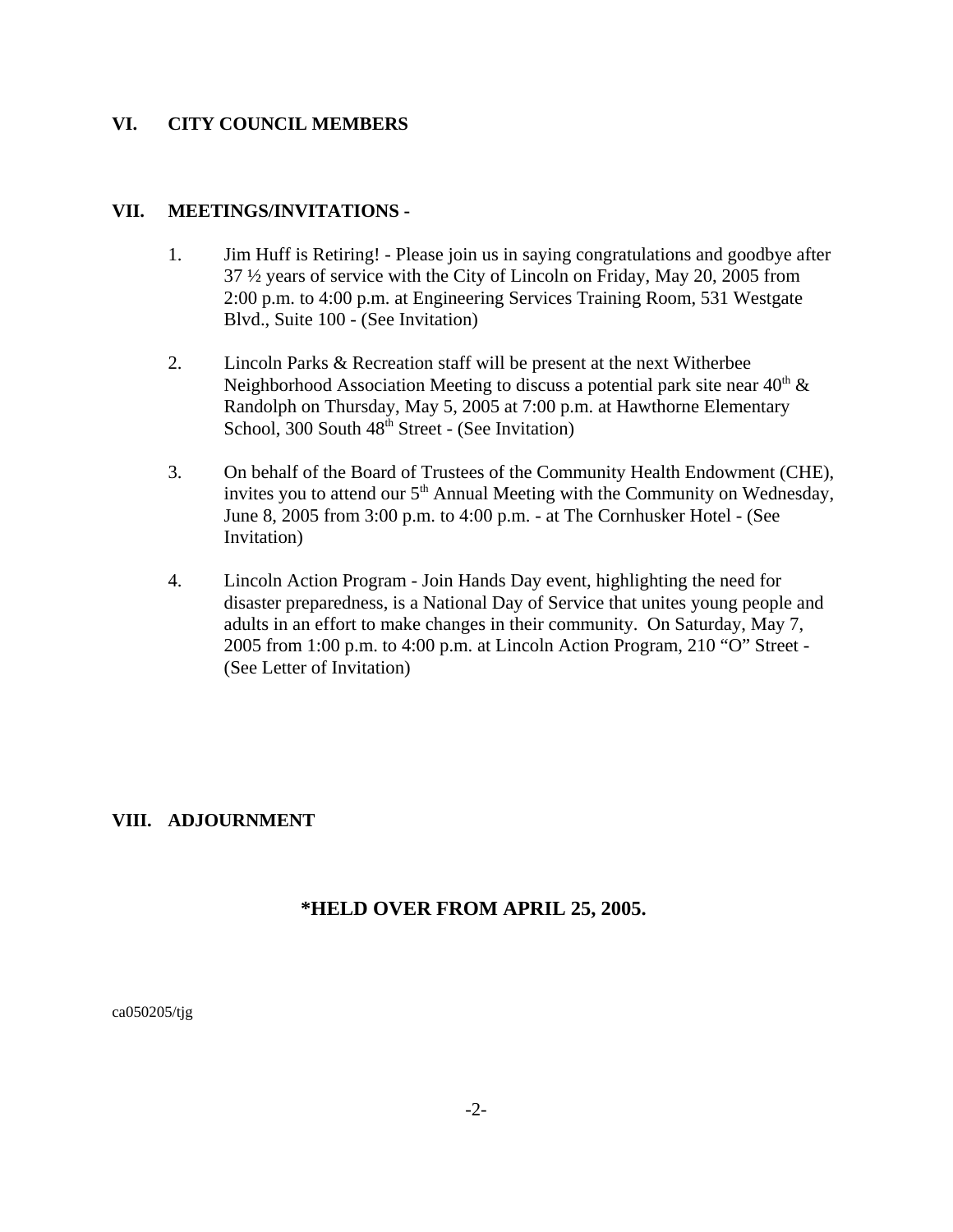## VI. CITY COUNCIL MEMBERS

## VII. MEETINGS/INVITATIONS -

1. Jim Huff is Retiring! - Please join us in saying congratulations and goodbye after 37 ½ years of service with the City of Lincoln on Friday, May 20, 2005 from 2:00 p.m. to 4:00 p.m. at Engineering Services Training Room, 531 Westgate Blvd., Suite 100 - (See Invitation)

2. Lincoln Parks & Recreation staff will be present at the next Witherbee Neighborhood Association Meeting to discuss a potential park site near 40th & Randolph on Thursday, May 5, 2005 at 7:00 p.m. at Hawthorne Elementary School, 300 South 48th Street - (See Invitation)

3. On behalf of the Board of Trustees of the Community Health Endowment (CHE), invites you to attend our 5th Annual Meeting with the Community on Wednesday, June 8, 2005 from 3:00 p.m. to 4:00 p.m. - at The Cornhusker Hotel - (See Invitation)

4. Lincoln Action Program - Join Hands Day event, highlighting the need for disaster preparedness, is a National Day of Service that unites young people and adults in an effort to make changes in their community. On Saturday, May 7, 2005 from 1:00 p.m. to 4:00 p.m. at Lincoln Action Program, 210 "O" Street - (See Letter of Invitation)

## VIII. ADJOURNMENT

**\*HELD OVER FROM APRIL 25, 2005.**

ca050205/tjg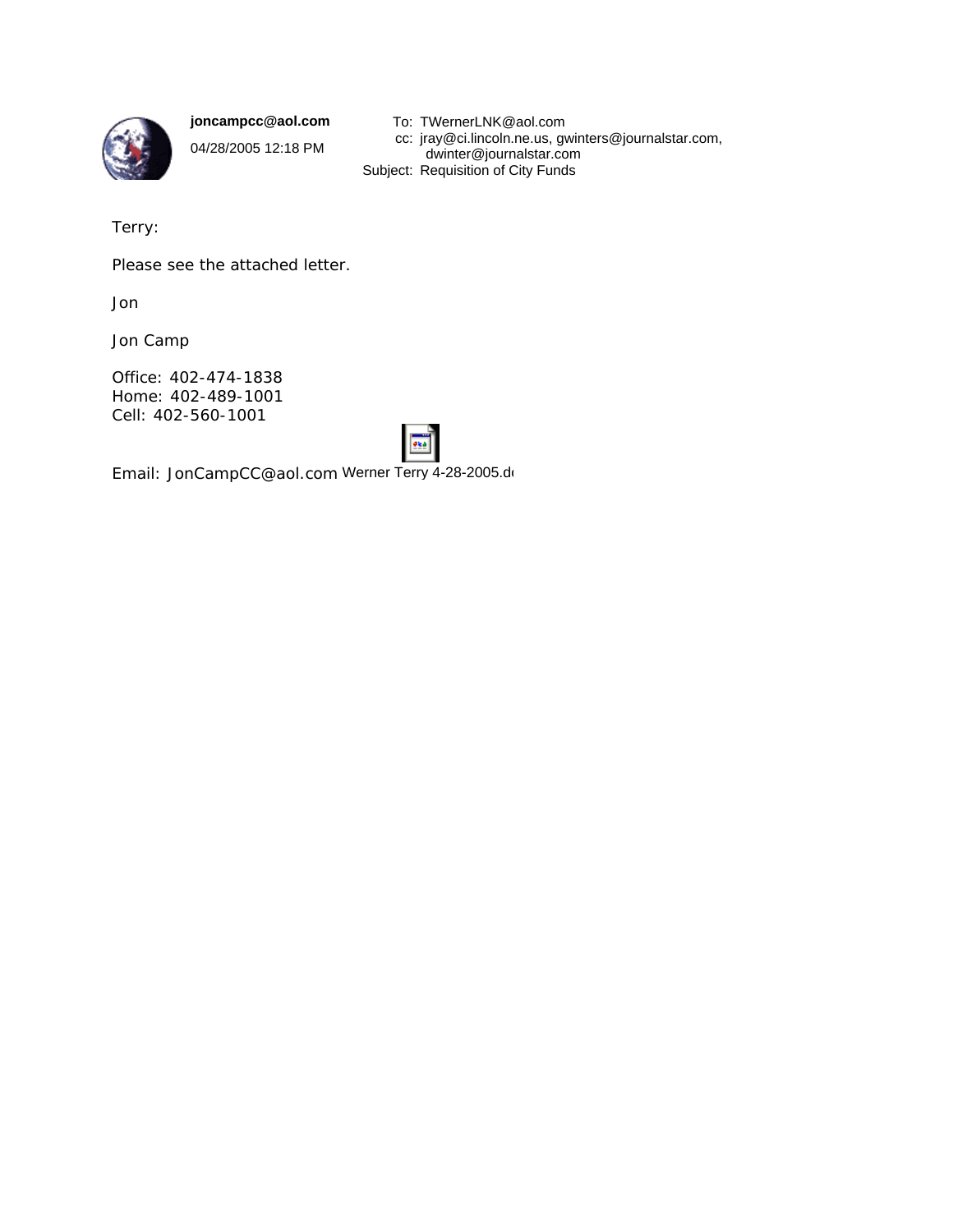**joncampcc@aol.com**

04/28/2005 12:18 PM

To: TWernerLNK@aol.com
cc: jray@ci.lincoln.ne.us, gwinters@journalstar.com, dwinter@journalstar.com
Subject: Requisition of City Funds

Terry:

Please see the attached letter.

Jon

Jon Camp

Office: 402-474-1838
Home: 402-489-1001
Cell: 402-560-1001

Email: JonCampCC@aol.com Werner Terry 4-28-2005.d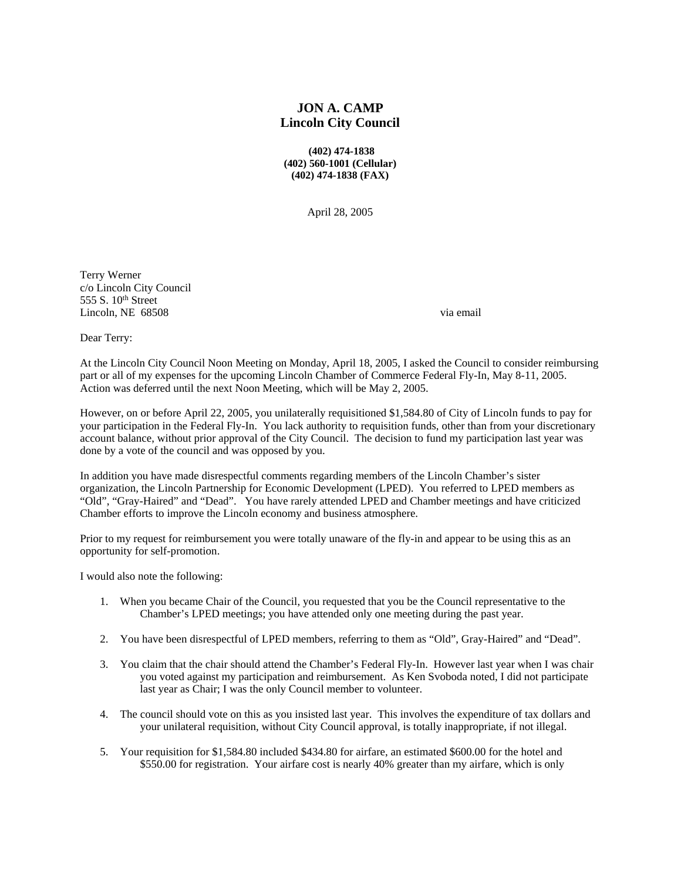**JON A. CAMP**
**Lincoln City Council**

**(402) 474-1838**
**(402) 560-1001 (Cellular)**
**(402) 474-1838 (FAX)**

April 28, 2005

Terry Werner
c/o Lincoln City Council
555 S. 10th Street
Lincoln, NE 68508

via email

Dear Terry:

At the Lincoln City Council Noon Meeting on Monday, April 18, 2005, I asked the Council to consider reimbursing part or all of my expenses for the upcoming Lincoln Chamber of Commerce Federal Fly-In, May 8-11, 2005. Action was deferred until the next Noon Meeting, which will be May 2, 2005.

However, on or before April 22, 2005, you unilaterally requisitioned $1,584.80 of City of Lincoln funds to pay for your participation in the Federal Fly-In. You lack authority to requisition funds, other than from your discretionary account balance, without prior approval of the City Council. The decision to fund my participation last year was done by a vote of the council and was opposed by you.

In addition you have made disrespectful comments regarding members of the Lincoln Chamber's sister organization, the Lincoln Partnership for Economic Development (LPED). You referred to LPED members as "Old", "Gray-Haired" and "Dead". You have rarely attended LPED and Chamber meetings and have criticized Chamber efforts to improve the Lincoln economy and business atmosphere.

Prior to my request for reimbursement you were totally unaware of the fly-in and appear to be using this as an opportunity for self-promotion.

I would also note the following:

1. When you became Chair of the Council, you requested that you be the Council representative to the Chamber's LPED meetings; you have attended only one meeting during the past year.

2. You have been disrespectful of LPED members, referring to them as "Old", Gray-Haired" and "Dead".

3. You claim that the chair should attend the Chamber's Federal Fly-In. However last year when I was chair you voted against my participation and reimbursement. As Ken Svoboda noted, I did not participate last year as Chair; I was the only Council member to volunteer.

4. The council should vote on this as you insisted last year. This involves the expenditure of tax dollars and your unilateral requisition, without City Council approval, is totally inappropriate, if not illegal.

5. Your requisition for $1,584.80 included $434.80 for airfare, an estimated $600.00 for the hotel and $550.00 for registration. Your airfare cost is nearly 40% greater than my airfare, which is only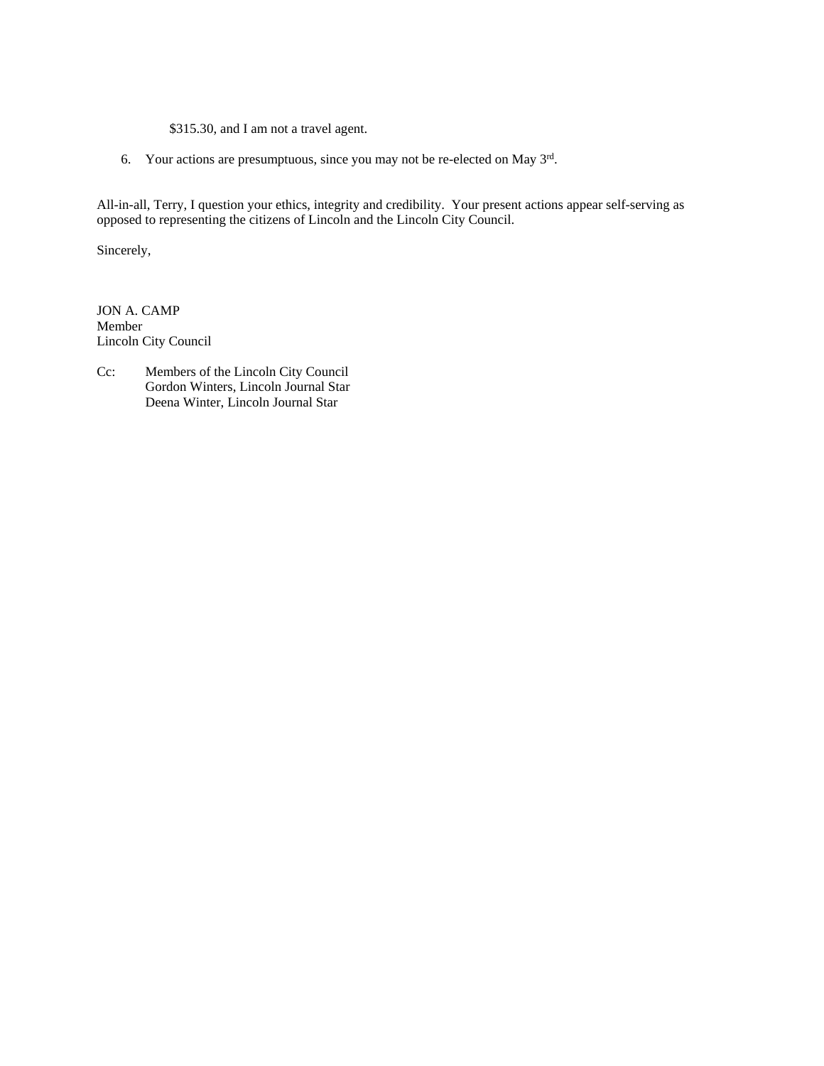$315.30, and I am not a travel agent.

6. Your actions are presumptuous, since you may not be re-elected on May 3rd.

All-in-all, Terry, I question your ethics, integrity and credibility. Your present actions appear self-serving as opposed to representing the citizens of Lincoln and the Lincoln City Council.

Sincerely,

JON A. CAMP  
Member  
Lincoln City Council

Cc: Members of the Lincoln City Council  
Gordon Winters, Lincoln Journal Star  
Deena Winter, Lincoln Journal Star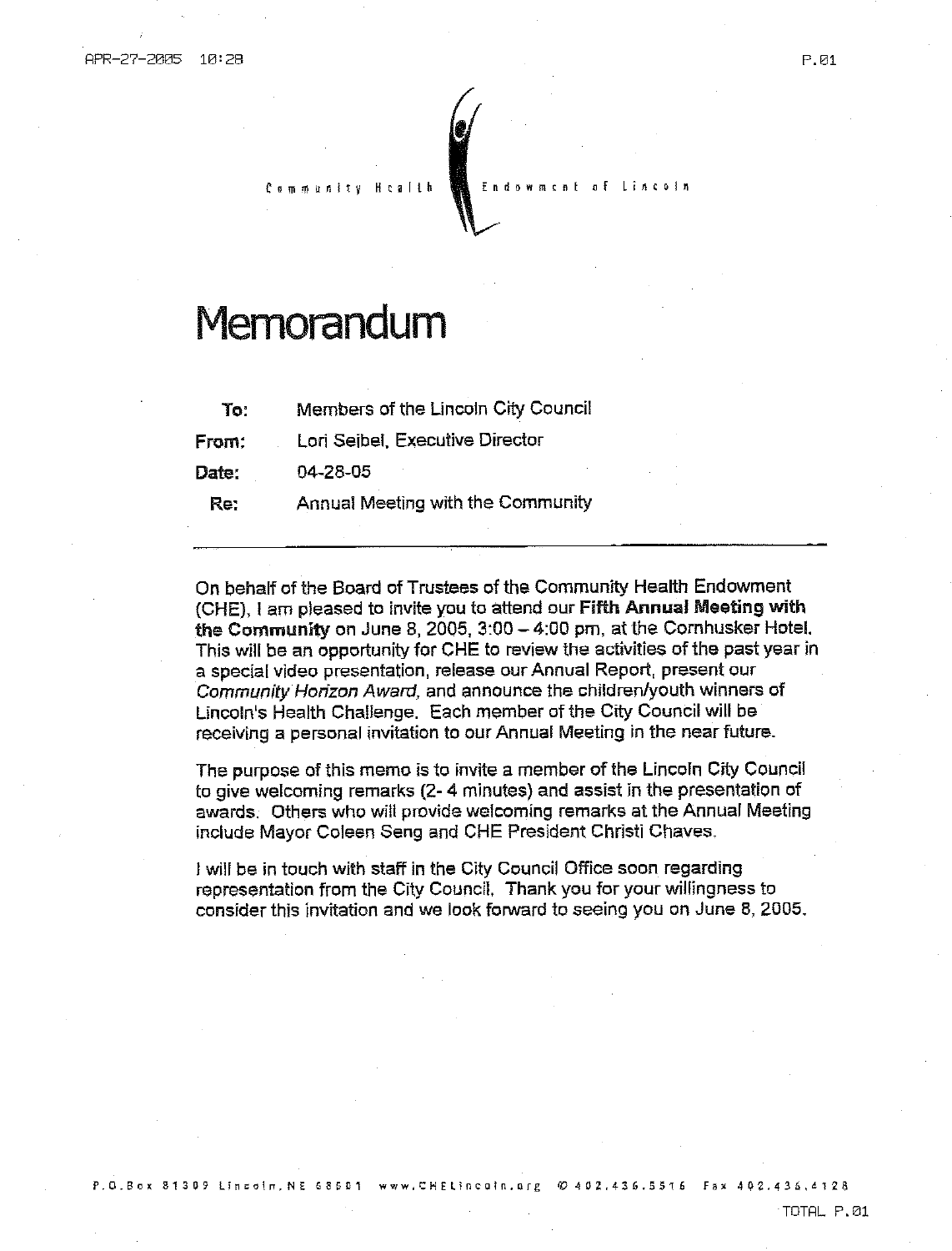Community Health Endowment of Lincoln

# Memorandum

| | |
|---|---|
| **To:** | Members of the Lincoln City Council |
| **From:** | Lori Seibel, Executive Director |
| **Date:** | 04-28-05 |
| **Re:** | Annual Meeting with the Community |

On behalf of the Board of Trustees of the Community Health Endowment (CHE), I am pleased to invite you to attend our **Fifth Annual Meeting with the Community** on June 8, 2005, 3:00 – 4:00 pm, at the Cornhusker Hotel. This will be an opportunity for CHE to review the activities of the past year in a special video presentation, release our Annual Report, present our *Community Horizon Award,* and announce the children/youth winners of Lincoln's Health Challenge. Each member of the City Council will be receiving a personal invitation to our Annual Meeting in the near future.

The purpose of this memo is to invite a member of the Lincoln City Council to give welcoming remarks (2- 4 minutes) and assist in the presentation of awards. Others who will provide welcoming remarks at the Annual Meeting include Mayor Coleen Seng and CHE President Christi Chaves.

I will be in touch with staff in the City Council Office soon regarding representation from the City Council. Thank you for your willingness to consider this invitation and we look forward to seeing you on June 8, 2005.

P.O.Box 81309 Lincoln, NE 68501 www.CHELincoln.org ✆ 402.436.5516 Fax 402.436.4128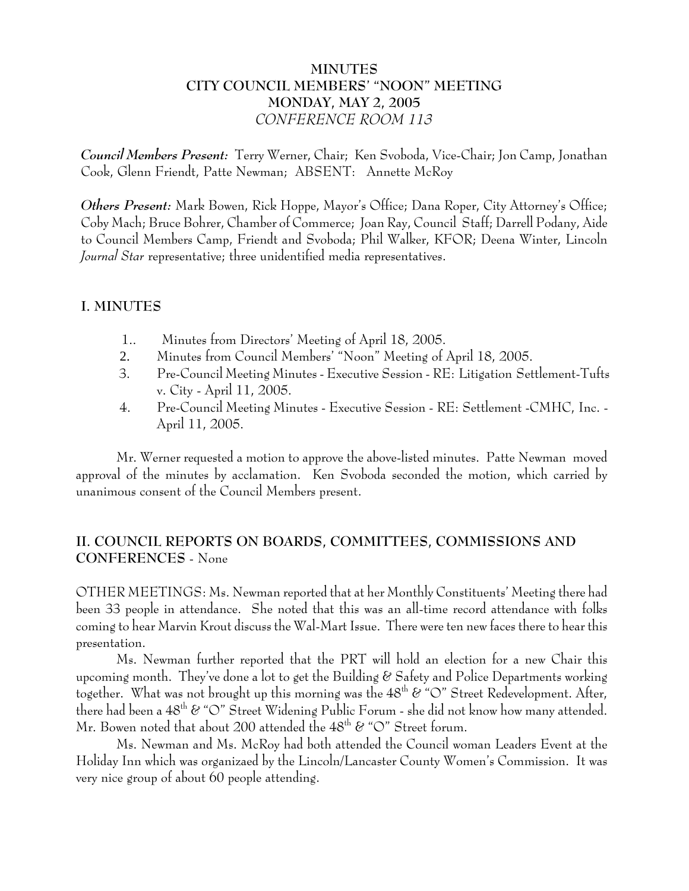# MINUTES
# CITY COUNCIL MEMBERS' "NOON" MEETING
# MONDAY, MAY 2, 2005
## *CONFERENCE ROOM 113*

***Council Members Present:*** Terry Werner, Chair; Ken Svoboda, Vice-Chair; Jon Camp, Jonathan Cook, Glenn Friendt, Patte Newman; ABSENT: Annette McRoy

***Others Present:*** Mark Bowen, Rick Hoppe, Mayor's Office; Dana Roper, City Attorney's Office; Coby Mach; Bruce Bohrer, Chamber of Commerce; Joan Ray, Council Staff; Darrell Podany, Aide to Council Members Camp, Friendt and Svoboda; Phil Walker, KFOR; Deena Winter, Lincoln *Journal Star* representative; three unidentified media representatives.

## I. MINUTES

1.. Minutes from Directors' Meeting of April 18, 2005.
2. Minutes from Council Members' "Noon" Meeting of April 18, 2005.
3. Pre-Council Meeting Minutes - Executive Session - RE: Litigation Settlement-Tufts v. City - April 11, 2005.
4. Pre-Council Meeting Minutes - Executive Session - RE: Settlement -CMHC, Inc. - April 11, 2005.

Mr. Werner requested a motion to approve the above-listed minutes. Patte Newman moved approval of the minutes by acclamation. Ken Svoboda seconded the motion, which carried by unanimous consent of the Council Members present.

## II. COUNCIL REPORTS ON BOARDS, COMMITTEES, COMMISSIONS AND CONFERENCES - None

OTHER MEETINGS: Ms. Newman reported that at her Monthly Constituents' Meeting there had been 33 people in attendance. She noted that this was an all-time record attendance with folks coming to hear Marvin Krout discuss the Wal-Mart Issue. There were ten new faces there to hear this presentation.

Ms. Newman further reported that the PRT will hold an election for a new Chair this upcoming month. They've done a lot to get the Building & Safety and Police Departments working together. What was not brought up this morning was the 48th & "O" Street Redevelopment. After, there had been a 48th & "O" Street Widening Public Forum - she did not know how many attended. Mr. Bowen noted that about 200 attended the 48th & "O" Street forum.

Ms. Newman and Ms. McRoy had both attended the Council woman Leaders Event at the Holiday Inn which was organizaed by the Lincoln/Lancaster County Women's Commission. It was very nice group of about 60 people attending.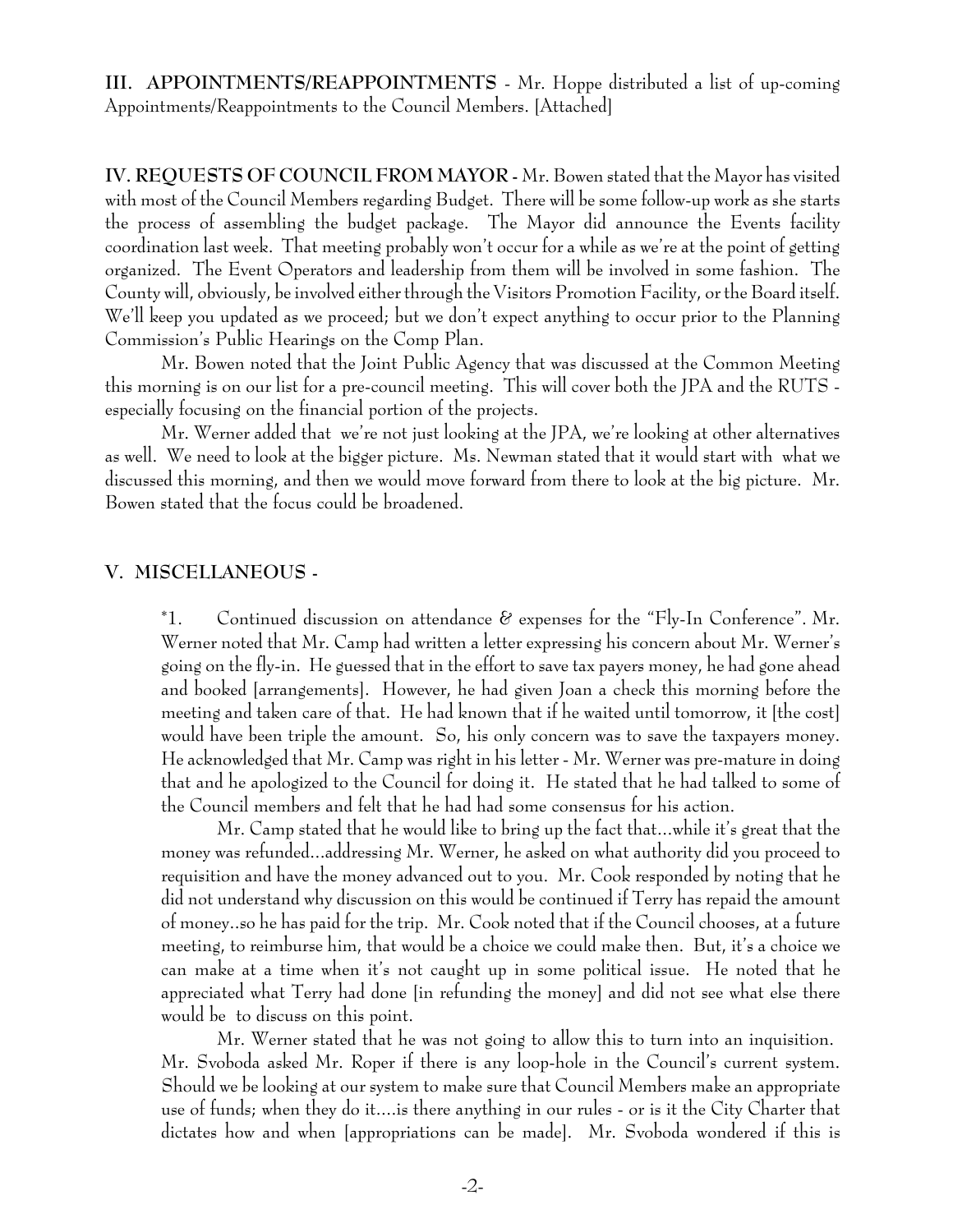**III. APPOINTMENTS/REAPPOINTMENTS** - Mr. Hoppe distributed a list of up-coming Appointments/Reappointments to the Council Members. [Attached]

**IV. REQUESTS OF COUNCIL FROM MAYOR -** Mr. Bowen stated that the Mayor has visited with most of the Council Members regarding Budget. There will be some follow-up work as she starts the process of assembling the budget package. The Mayor did announce the Events facility coordination last week. That meeting probably won't occur for a while as we're at the point of getting organized. The Event Operators and leadership from them will be involved in some fashion. The County will, obviously, be involved either through the Visitors Promotion Facility, or the Board itself. We'll keep you updated as we proceed; but we don't expect anything to occur prior to the Planning Commission's Public Hearings on the Comp Plan.

Mr. Bowen noted that the Joint Public Agency that was discussed at the Common Meeting this morning is on our list for a pre-council meeting. This will cover both the JPA and the RUTS - especially focusing on the financial portion of the projects.

Mr. Werner added that we're not just looking at the JPA, we're looking at other alternatives as well. We need to look at the bigger picture. Ms. Newman stated that it would start with what we discussed this morning, and then we would move forward from there to look at the big picture. Mr. Bowen stated that the focus could be broadened.

**V. MISCELLANEOUS -**

*1. Continued discussion on attendance & expenses for the "Fly-In Conference". Mr. Werner noted that Mr. Camp had written a letter expressing his concern about Mr. Werner's going on the fly-in. He guessed that in the effort to save tax payers money, he had gone ahead and booked [arrangements]. However, he had given Joan a check this morning before the meeting and taken care of that. He had known that if he waited until tomorrow, it [the cost] would have been triple the amount. So, his only concern was to save the taxpayers money. He acknowledged that Mr. Camp was right in his letter - Mr. Werner was pre-mature in doing that and he apologized to the Council for doing it. He stated that he had talked to some of the Council members and felt that he had had some consensus for his action.

Mr. Camp stated that he would like to bring up the fact that...while it's great that the money was refunded...addressing Mr. Werner, he asked on what authority did you proceed to requisition and have the money advanced out to you. Mr. Cook responded by noting that he did not understand why discussion on this would be continued if Terry has repaid the amount of money..so he has paid for the trip. Mr. Cook noted that if the Council chooses, at a future meeting, to reimburse him, that would be a choice we could make then. But, it's a choice we can make at a time when it's not caught up in some political issue. He noted that he appreciated what Terry had done [in refunding the money] and did not see what else there would be to discuss on this point.

Mr. Werner stated that he was not going to allow this to turn into an inquisition. Mr. Svoboda asked Mr. Roper if there is any loop-hole in the Council's current system. Should we be looking at our system to make sure that Council Members make an appropriate use of funds; when they do it....is there anything in our rules - or is it the City Charter that dictates how and when [appropriations can be made]. Mr. Svoboda wondered if this is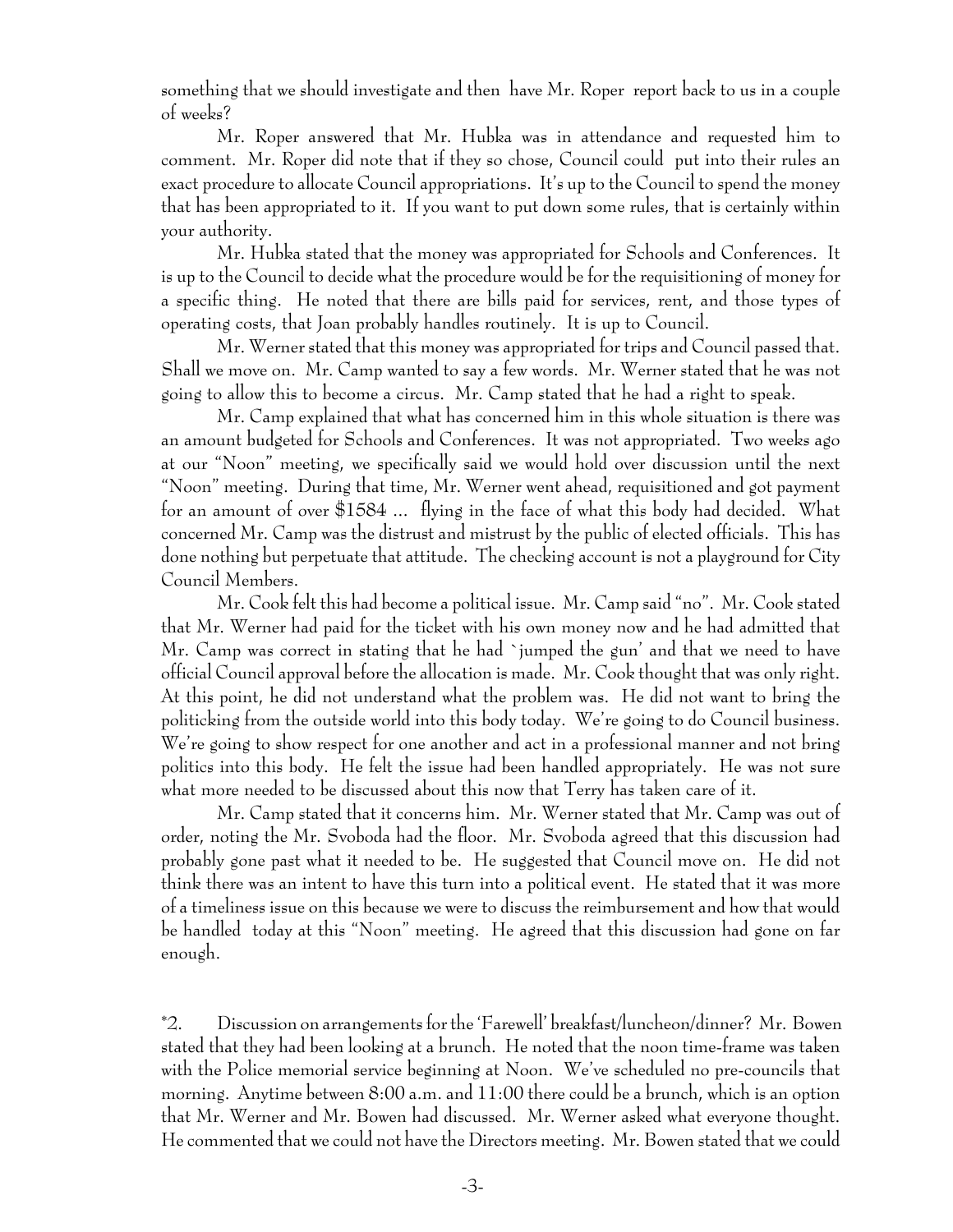something that we should investigate and then have Mr. Roper report back to us in a couple of weeks?

Mr. Roper answered that Mr. Hubka was in attendance and requested him to comment. Mr. Roper did note that if they so chose, Council could put into their rules an exact procedure to allocate Council appropriations. It's up to the Council to spend the money that has been appropriated to it. If you want to put down some rules, that is certainly within your authority.

Mr. Hubka stated that the money was appropriated for Schools and Conferences. It is up to the Council to decide what the procedure would be for the requisitioning of money for a specific thing. He noted that there are bills paid for services, rent, and those types of operating costs, that Joan probably handles routinely. It is up to Council.

Mr. Werner stated that this money was appropriated for trips and Council passed that. Shall we move on. Mr. Camp wanted to say a few words. Mr. Werner stated that he was not going to allow this to become a circus. Mr. Camp stated that he had a right to speak.

Mr. Camp explained that what has concerned him in this whole situation is there was an amount budgeted for Schools and Conferences. It was not appropriated. Two weeks ago at our "Noon" meeting, we specifically said we would hold over discussion until the next "Noon" meeting. During that time, Mr. Werner went ahead, requisitioned and got payment for an amount of over $1584 ... flying in the face of what this body had decided. What concerned Mr. Camp was the distrust and mistrust by the public of elected officials. This has done nothing but perpetuate that attitude. The checking account is not a playground for City Council Members.

Mr. Cook felt this had become a political issue. Mr. Camp said "no". Mr. Cook stated that Mr. Werner had paid for the ticket with his own money now and he had admitted that Mr. Camp was correct in stating that he had `jumped the gun' and that we need to have official Council approval before the allocation is made. Mr. Cook thought that was only right. At this point, he did not understand what the problem was. He did not want to bring the politicking from the outside world into this body today. We're going to do Council business. We're going to show respect for one another and act in a professional manner and not bring politics into this body. He felt the issue had been handled appropriately. He was not sure what more needed to be discussed about this now that Terry has taken care of it.

Mr. Camp stated that it concerns him. Mr. Werner stated that Mr. Camp was out of order, noting the Mr. Svoboda had the floor. Mr. Svoboda agreed that this discussion had probably gone past what it needed to be. He suggested that Council move on. He did not think there was an intent to have this turn into a political event. He stated that it was more of a timeliness issue on this because we were to discuss the reimbursement and how that would be handled today at this "Noon" meeting. He agreed that this discussion had gone on far enough.

*2. Discussion on arrangements for the 'Farewell' breakfast/luncheon/dinner? Mr. Bowen stated that they had been looking at a brunch. He noted that the noon time-frame was taken with the Police memorial service beginning at Noon. We've scheduled no pre-councils that morning. Anytime between 8:00 a.m. and 11:00 there could be a brunch, which is an option that Mr. Werner and Mr. Bowen had discussed. Mr. Werner asked what everyone thought. He commented that we could not have the Directors meeting. Mr. Bowen stated that we could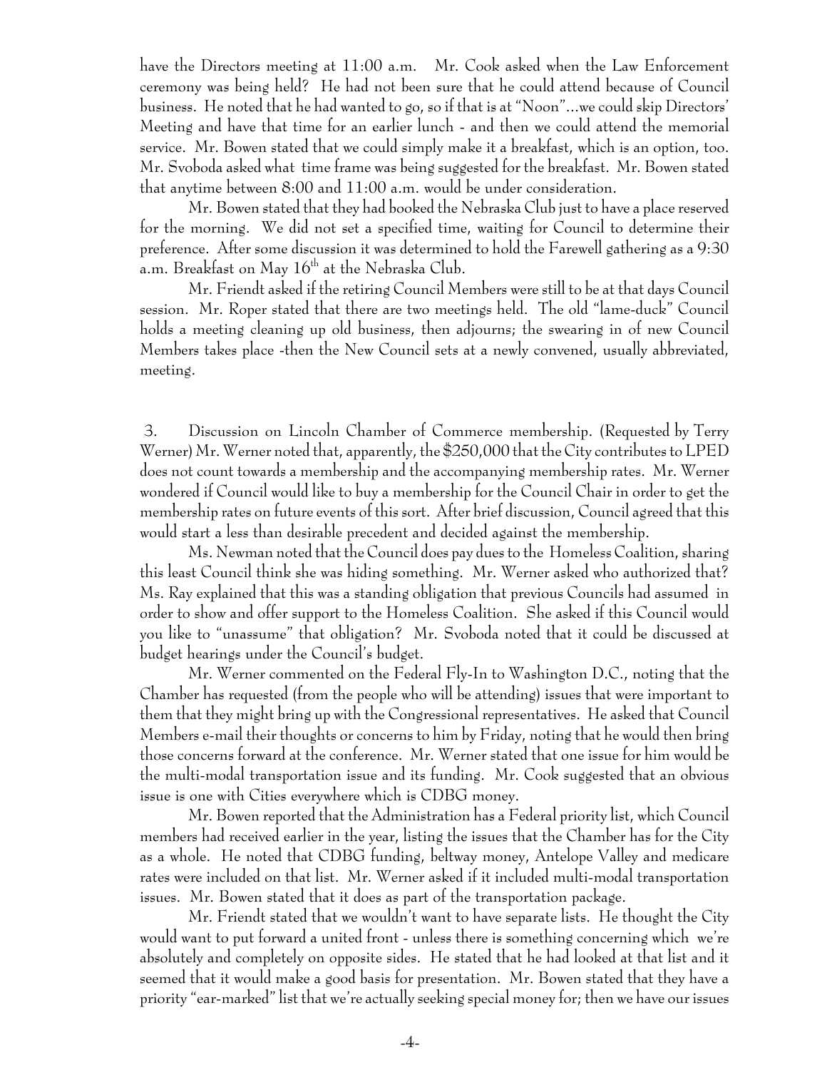have the Directors meeting at 11:00 a.m. Mr. Cook asked when the Law Enforcement ceremony was being held? He had not been sure that he could attend because of Council business. He noted that he had wanted to go, so if that is at "Noon"...we could skip Directors' Meeting and have that time for an earlier lunch - and then we could attend the memorial service. Mr. Bowen stated that we could simply make it a breakfast, which is an option, too. Mr. Svoboda asked what time frame was being suggested for the breakfast. Mr. Bowen stated that anytime between 8:00 and 11:00 a.m. would be under consideration.

Mr. Bowen stated that they had booked the Nebraska Club just to have a place reserved for the morning. We did not set a specified time, waiting for Council to determine their preference. After some discussion it was determined to hold the Farewell gathering as a 9:30 a.m. Breakfast on May 16th at the Nebraska Club.

Mr. Friendt asked if the retiring Council Members were still to be at that days Council session. Mr. Roper stated that there are two meetings held. The old "lame-duck" Council holds a meeting cleaning up old business, then adjourns; the swearing in of new Council Members takes place -then the New Council sets at a newly convened, usually abbreviated, meeting.

3. Discussion on Lincoln Chamber of Commerce membership. (Requested by Terry Werner) Mr. Werner noted that, apparently, the $250,000 that the City contributes to LPED does not count towards a membership and the accompanying membership rates. Mr. Werner wondered if Council would like to buy a membership for the Council Chair in order to get the membership rates on future events of this sort. After brief discussion, Council agreed that this would start a less than desirable precedent and decided against the membership.

Ms. Newman noted that the Council does pay dues to the Homeless Coalition, sharing this least Council think she was hiding something. Mr. Werner asked who authorized that? Ms. Ray explained that this was a standing obligation that previous Councils had assumed in order to show and offer support to the Homeless Coalition. She asked if this Council would you like to "unassume" that obligation? Mr. Svoboda noted that it could be discussed at budget hearings under the Council's budget.

Mr. Werner commented on the Federal Fly-In to Washington D.C., noting that the Chamber has requested (from the people who will be attending) issues that were important to them that they might bring up with the Congressional representatives. He asked that Council Members e-mail their thoughts or concerns to him by Friday, noting that he would then bring those concerns forward at the conference. Mr. Werner stated that one issue for him would be the multi-modal transportation issue and its funding. Mr. Cook suggested that an obvious issue is one with Cities everywhere which is CDBG money.

Mr. Bowen reported that the Administration has a Federal priority list, which Council members had received earlier in the year, listing the issues that the Chamber has for the City as a whole. He noted that CDBG funding, beltway money, Antelope Valley and medicare rates were included on that list. Mr. Werner asked if it included multi-modal transportation issues. Mr. Bowen stated that it does as part of the transportation package.

Mr. Friendt stated that we wouldn't want to have separate lists. He thought the City would want to put forward a united front - unless there is something concerning which we're absolutely and completely on opposite sides. He stated that he had looked at that list and it seemed that it would make a good basis for presentation. Mr. Bowen stated that they have a priority "ear-marked" list that we're actually seeking special money for; then we have our issues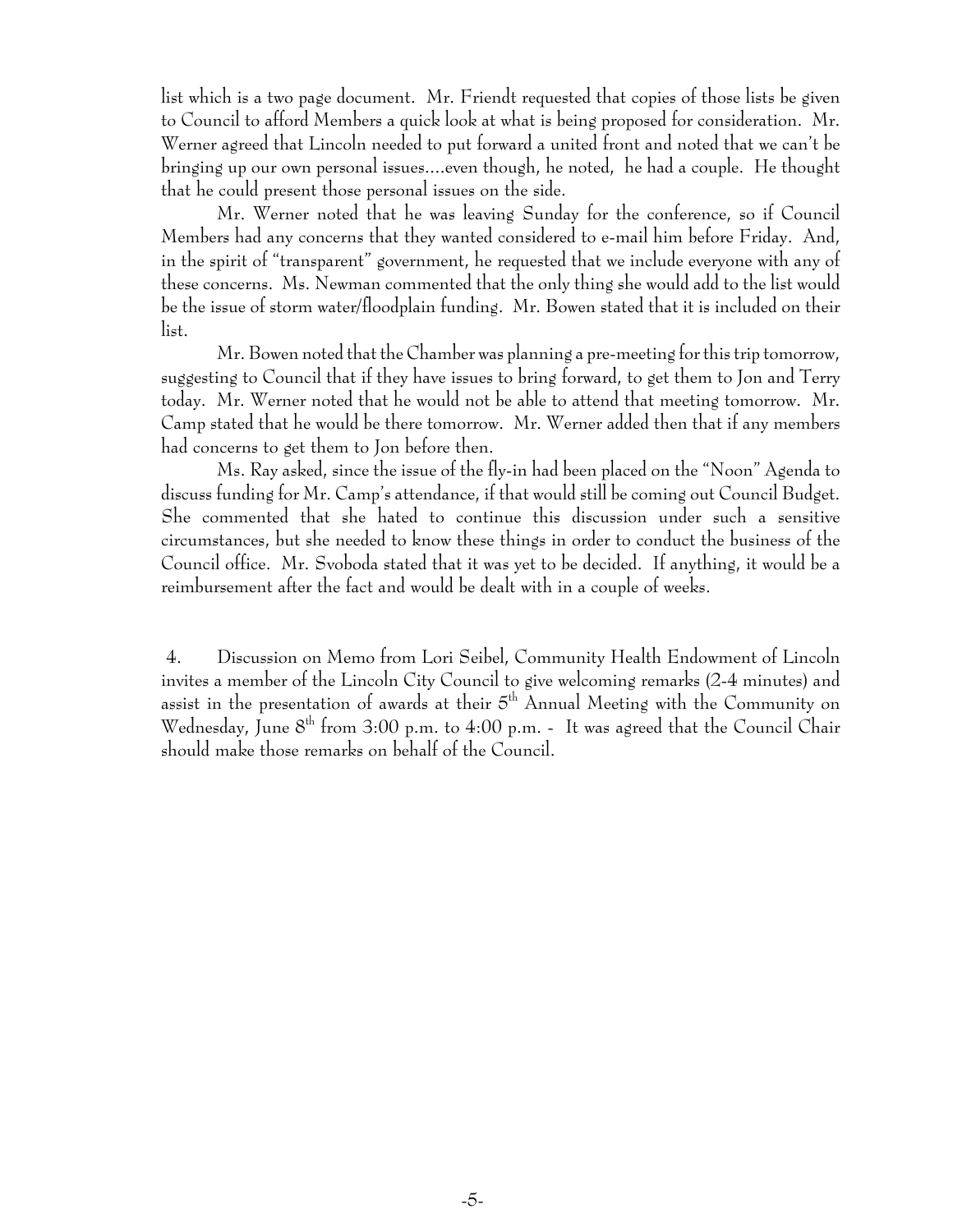list which is a two page document. Mr. Friendt requested that copies of those lists be given to Council to afford Members a quick look at what is being proposed for consideration. Mr. Werner agreed that Lincoln needed to put forward a united front and noted that we can't be bringing up our own personal issues....even though, he noted, he had a couple. He thought that he could present those personal issues on the side.

Mr. Werner noted that he was leaving Sunday for the conference, so if Council Members had any concerns that they wanted considered to e-mail him before Friday. And, in the spirit of "transparent" government, he requested that we include everyone with any of these concerns. Ms. Newman commented that the only thing she would add to the list would be the issue of storm water/floodplain funding. Mr. Bowen stated that it is included on their list.

Mr. Bowen noted that the Chamber was planning a pre-meeting for this trip tomorrow, suggesting to Council that if they have issues to bring forward, to get them to Jon and Terry today. Mr. Werner noted that he would not be able to attend that meeting tomorrow. Mr. Camp stated that he would be there tomorrow. Mr. Werner added then that if any members had concerns to get them to Jon before then.

Ms. Ray asked, since the issue of the fly-in had been placed on the "Noon" Agenda to discuss funding for Mr. Camp's attendance, if that would still be coming out Council Budget. She commented that she hated to continue this discussion under such a sensitive circumstances, but she needed to know these things in order to conduct the business of the Council office. Mr. Svoboda stated that it was yet to be decided. If anything, it would be a reimbursement after the fact and would be dealt with in a couple of weeks.

4. Discussion on Memo from Lori Seibel, Community Health Endowment of Lincoln invites a member of the Lincoln City Council to give welcoming remarks (2-4 minutes) and assist in the presentation of awards at their 5th Annual Meeting with the Community on Wednesday, June 8th from 3:00 p.m. to 4:00 p.m. - It was agreed that the Council Chair should make those remarks on behalf of the Council.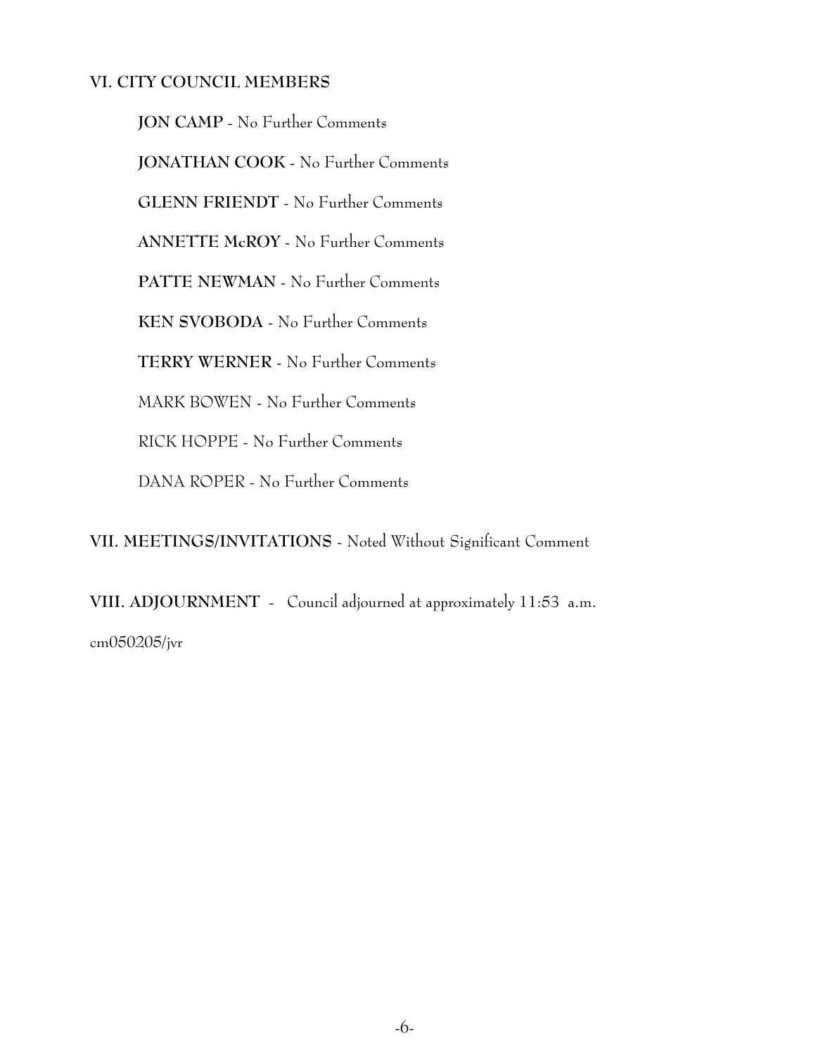**VI. CITY COUNCIL MEMBERS**

**JON CAMP** - No Further Comments

**JONATHAN COOK** - No Further Comments

**GLENN FRIENDT** - No Further Comments

**ANNETTE McROY** - No Further Comments

**PATTE NEWMAN** - No Further Comments

**KEN SVOBODA** - No Further Comments

**TERRY WERNER** - No Further Comments

MARK BOWEN - No Further Comments

RICK HOPPE - No Further Comments

DANA ROPER - No Further Comments

**VII. MEETINGS/INVITATIONS** - Noted Without Significant Comment

**VIII. ADJOURNMENT** - Council adjourned at approximately 11:53 a.m.

cm050205/jvr